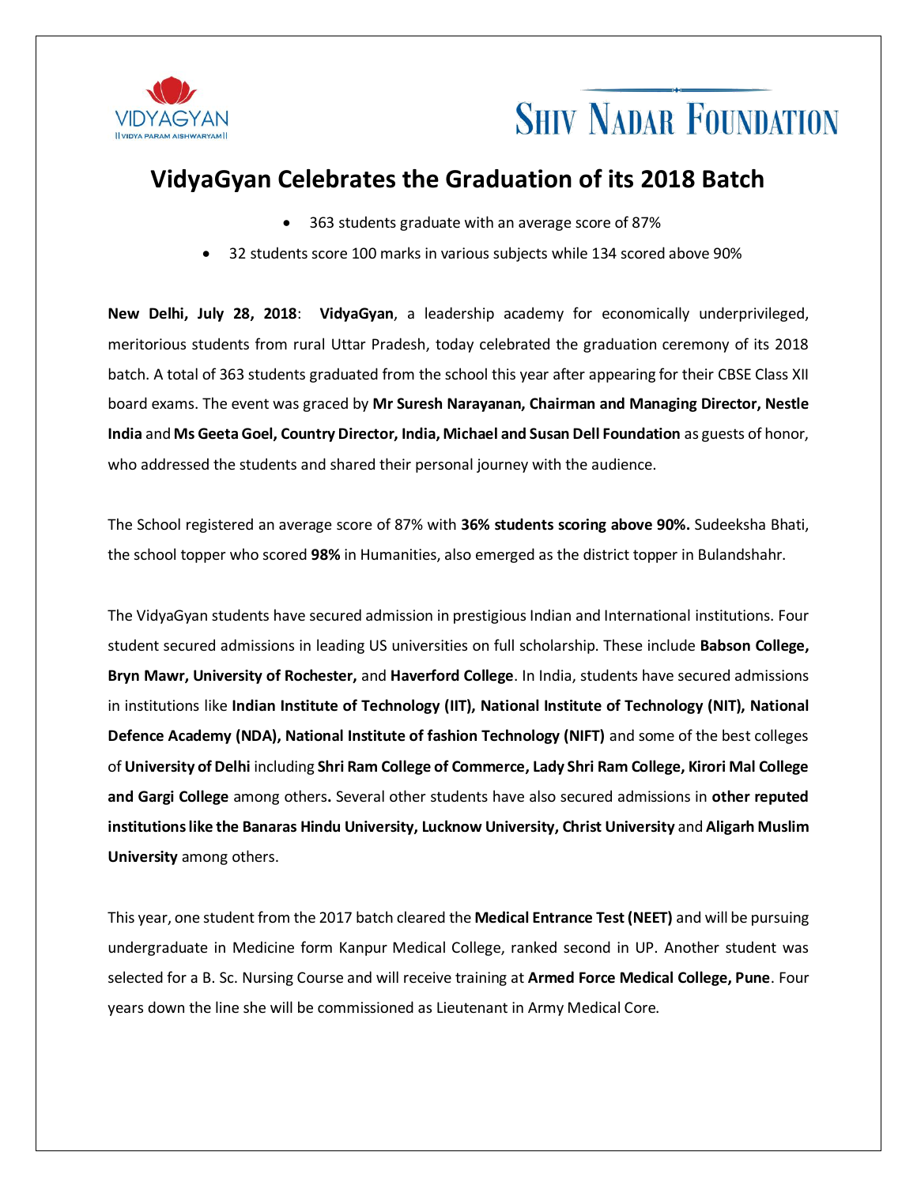VIDYAGYAN
||VIDYA PARAM AISHWARYAM||

SHIV NADAR FOUNDATION

# VidyaGyan Celebrates the Graduation of its 2018 Batch

- 363 students graduate with an average score of 87%
- 32 students score 100 marks in various subjects while 134 scored above 90%

**New Delhi, July 28, 2018**: **VidyaGyan**, a leadership academy for economically underprivileged, meritorious students from rural Uttar Pradesh, today celebrated the graduation ceremony of its 2018 batch. A total of 363 students graduated from the school this year after appearing for their CBSE Class XII board exams. The event was graced by **Mr Suresh Narayanan, Chairman and Managing Director, Nestle India** and **Ms Geeta Goel, Country Director, India, Michael and Susan Dell Foundation** as guests of honor, who addressed the students and shared their personal journey with the audience.

The School registered an average score of 87% with **36% students scoring above 90%.** Sudeeksha Bhati, the school topper who scored **98%** in Humanities, also emerged as the district topper in Bulandshahr.

The VidyaGyan students have secured admission in prestigious Indian and International institutions. Four student secured admissions in leading US universities on full scholarship. These include **Babson College, Bryn Mawr, University of Rochester,** and **Haverford College**. In India, students have secured admissions in institutions like **Indian Institute of Technology (IIT), National Institute of Technology (NIT), National Defence Academy (NDA), National Institute of fashion Technology (NIFT)** and some of the best colleges of **University of Delhi** including **Shri Ram College of Commerce, Lady Shri Ram College, Kirori Mal College and Gargi College** among others**.** Several other students have also secured admissions in **other reputed institutions like the Banaras Hindu University, Lucknow University, Christ University** and **Aligarh Muslim University** among others.

This year, one student from the 2017 batch cleared the **Medical Entrance Test (NEET)** and will be pursuing undergraduate in Medicine form Kanpur Medical College, ranked second in UP. Another student was selected for a B. Sc. Nursing Course and will receive training at **Armed Force Medical College, Pune**. Four years down the line she will be commissioned as Lieutenant in Army Medical Core.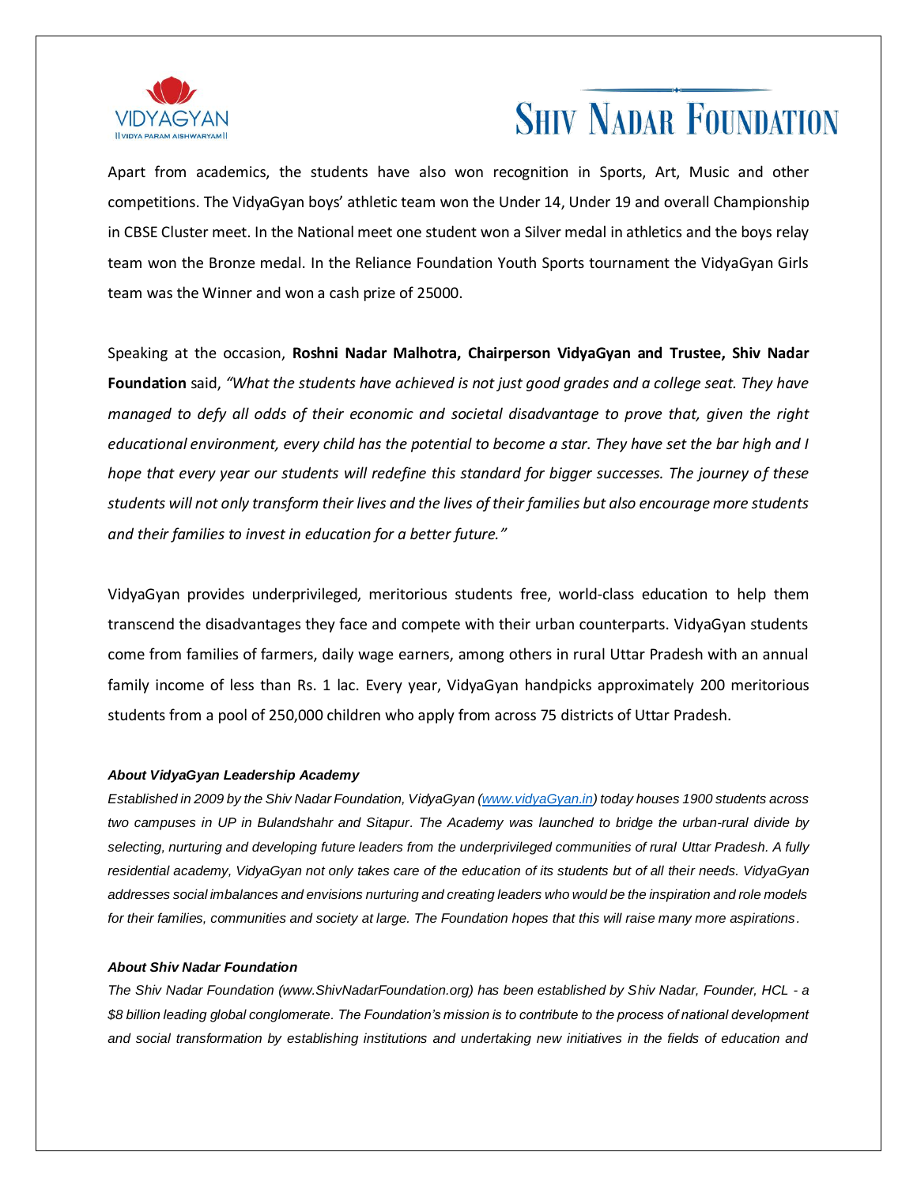Apart from academics, the students have also won recognition in Sports, Art, Music and other competitions. The VidyaGyan boys' athletic team won the Under 14, Under 19 and overall Championship in CBSE Cluster meet. In the National meet one student won a Silver medal in athletics and the boys relay team won the Bronze medal. In the Reliance Foundation Youth Sports tournament the VidyaGyan Girls team was the Winner and won a cash prize of 25000.

Speaking at the occasion, **Roshni Nadar Malhotra, Chairperson VidyaGyan and Trustee, Shiv Nadar Foundation** said, *"What the students have achieved is not just good grades and a college seat. They have managed to defy all odds of their economic and societal disadvantage to prove that, given the right educational environment, every child has the potential to become a star. They have set the bar high and I hope that every year our students will redefine this standard for bigger successes. The journey of these students will not only transform their lives and the lives of their families but also encourage more students and their families to invest in education for a better future."*

VidyaGyan provides underprivileged, meritorious students free, world-class education to help them transcend the disadvantages they face and compete with their urban counterparts. VidyaGyan students come from families of farmers, daily wage earners, among others in rural Uttar Pradesh with an annual family income of less than Rs. 1 lac. Every year, VidyaGyan handpicks approximately 200 meritorious students from a pool of 250,000 children who apply from across 75 districts of Uttar Pradesh.

***About VidyaGyan Leadership Academy***

*Established in 2009 by the Shiv Nadar Foundation, VidyaGyan (www.vidyaGyan.in) today houses 1900 students across two campuses in UP in Bulandshahr and Sitapur. The Academy was launched to bridge the urban-rural divide by selecting, nurturing and developing future leaders from the underprivileged communities of rural Uttar Pradesh. A fully residential academy, VidyaGyan not only takes care of the education of its students but of all their needs. VidyaGyan addresses social imbalances and envisions nurturing and creating leaders who would be the inspiration and role models for their families, communities and society at large. The Foundation hopes that this will raise many more aspirations.*

***About Shiv Nadar Foundation***

*The Shiv Nadar Foundation (www.ShivNadarFoundation.org) has been established by Shiv Nadar, Founder, HCL - a $8 billion leading global conglomerate. The Foundation's mission is to contribute to the process of national development and social transformation by establishing institutions and undertaking new initiatives in the fields of education and*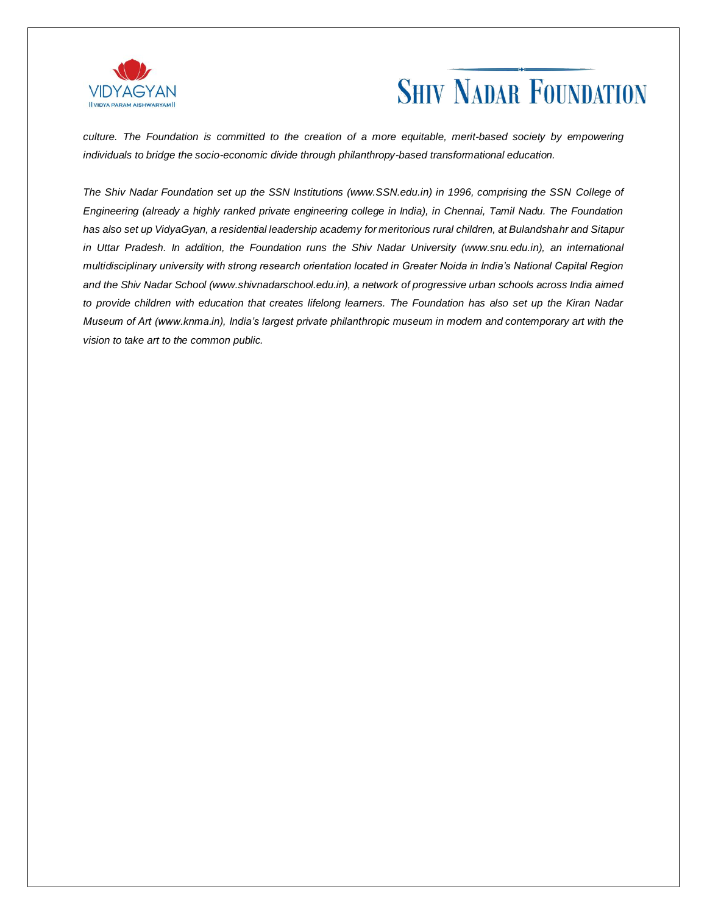*culture. The Foundation is committed to the creation of a more equitable, merit-based society by empowering individuals to bridge the socio-economic divide through philanthropy-based transformational education.*

*The Shiv Nadar Foundation set up the SSN Institutions (www.SSN.edu.in) in 1996, comprising the SSN College of Engineering (already a highly ranked private engineering college in India), in Chennai, Tamil Nadu. The Foundation has also set up VidyaGyan, a residential leadership academy for meritorious rural children, at Bulandshahr and Sitapur in Uttar Pradesh. In addition, the Foundation runs the Shiv Nadar University (www.snu.edu.in), an international multidisciplinary university with strong research orientation located in Greater Noida in India's National Capital Region and the Shiv Nadar School (www.shivnadarschool.edu.in), a network of progressive urban schools across India aimed to provide children with education that creates lifelong learners. The Foundation has also set up the Kiran Nadar Museum of Art (www.knma.in), India's largest private philanthropic museum in modern and contemporary art with the vision to take art to the common public.*